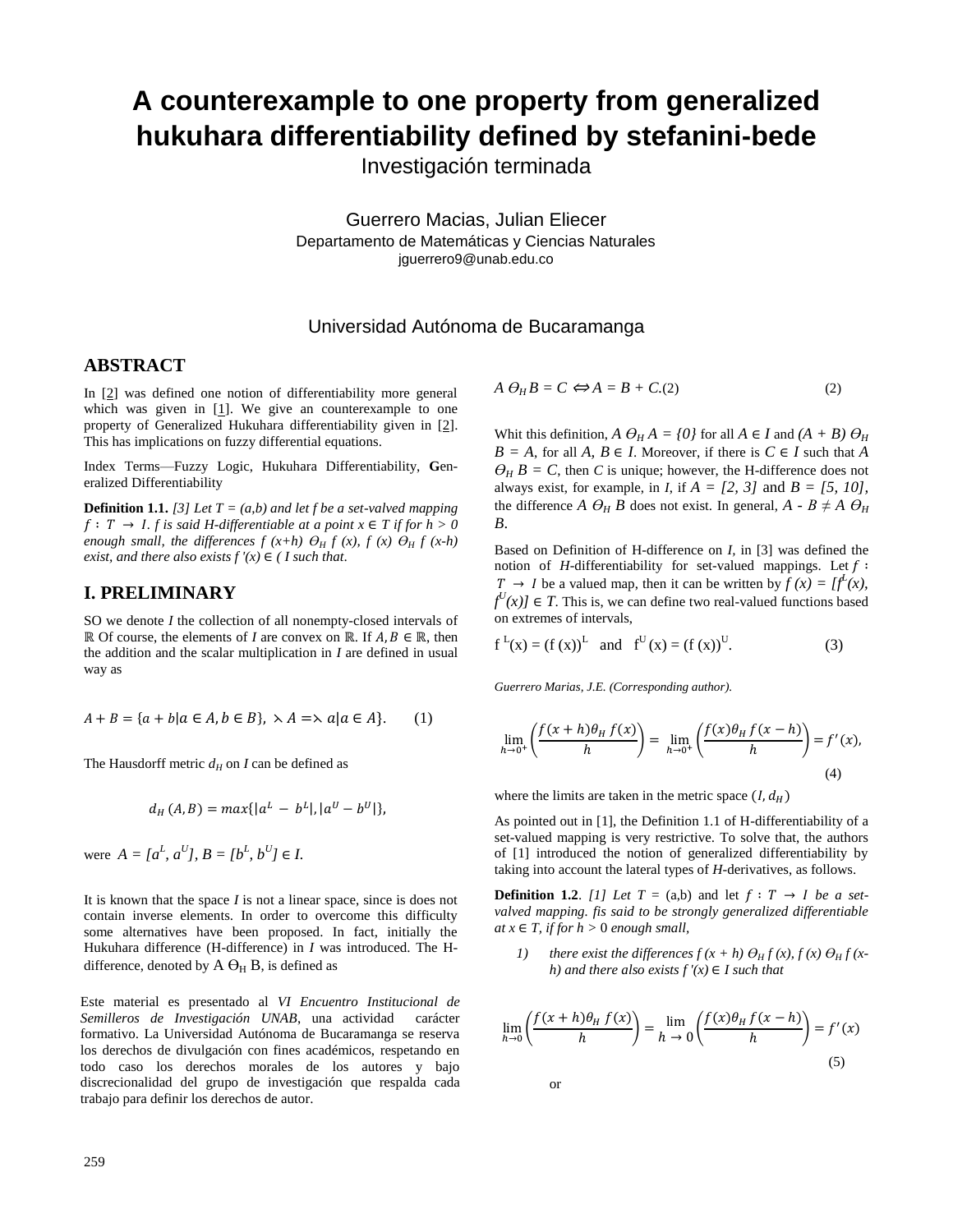# A counterexample to one property from generalized hukuhara differentiability defined by stefanini-bede

Investigación terminada

Guerrero Macias, Julian Eliecer
Departamento de Matemáticas y Ciencias Naturales
jguerrero9@unab.edu.co

Universidad Autónoma de Bucaramanga

## ABSTRACT

In [2] was defined one notion of differentiability more general which was given in [1]. We give an counterexample to one property of Generalized Hukuhara differentiability given in [2]. This has implications on fuzzy differential equations.

Index Terms—Fuzzy Logic, Hukuhara Differentiability, **G**eneralized Differentiability

**Definition 1.1.** *[3] Let T = (a,b) and let f be a set-valued mapping $f : T \to I$. f is said H-differentiable at a point $x \in T$ if for h > 0 enough small, the differences $f(x+h)\ \Theta_H\ f(x)$, $f(x)\ \Theta_H\ f(x-h)$ exist, and there also exists $f'(x) \in$ ( I such that.*

## I. PRELIMINARY

SO we denote *I* the collection of all nonempty-closed intervals of ℝ Of course, the elements of *I* are convex on ℝ. If $A, B \in \mathbb{R}$, then the addition and the scalar multiplication in *I* are defined in usual way as

$$A + B = \{a + b | a \in A, b \in B\},\ \lambda A = \lambda a | a \in A\}. \qquad (1)$$

The Hausdorff metric $d_H$ on *I* can be defined as

$$d_H(A,B) = max\{|a^L - b^L|, |a^U - b^U|\},$$

were $A = [a^L, a^U]$, $B = [b^L, b^U] \in I$.

It is known that the space *I* is not a linear space, since is does not contain inverse elements. In order to overcome this difficulty some alternatives have been proposed. In fact, initially the Hukuhara difference (H-difference) in *I* was introduced. The H-difference, denoted by $A\ \Theta_H\ B$, is defined as

$$A\ \Theta_H\ B = C \Leftrightarrow A = B + C.(2) \qquad (2)$$

Whit this definition, $A\ \Theta_H\ A = \{0\}$ for all $A \in I$ and $(A + B)\ \Theta_H\ B = A$, for all $A, B \in I$. Moreover, if there is $C \in I$ such that $A\ \Theta_H\ B = C$, then *C* is unique; however, the H-difference does not always exist, for example, in *I*, if $A = [2, 3]$ and $B = [5, 10]$, the difference $A\ \Theta_H\ B$ does not exist. In general, $A - B \neq A\ \Theta_H\ B$.

Based on Definition of H-difference on *I*, in [3] was defined the notion of *H*-differentiability for set-valued mappings. Let $f : T \to I$ be a valued map, then it can be written by $f(x) = [f^L(x), f^U(x)] \in T$. This is, we can define two real-valued functions based on extremes of intervals,

$$f^L(x) = (f(x))^L \quad \text{and} \quad f^U(x) = (f(x))^U. \qquad (3)$$

$$\lim_{h\to 0^+}\left(\frac{f(x+h)\theta_H\, f(x)}{h}\right) = \lim_{h\to 0^+}\left(\frac{f(x)\theta_H\, f(x-h)}{h}\right) = f'(x), \qquad (4)$$

where the limits are taken in the metric space $(I, d_H)$

As pointed out in [1], the Definition 1.1 of H-differentiability of a set-valued mapping is very restrictive. To solve that, the authors of [1] introduced the notion of generalized differentiability by taking into account the lateral types of *H*-derivatives, as follows.

**Definition 1.2**. *[1] Let T = (a,b) and let $f : T \to I$ be a set-valued mapping. fis said to be strongly generalized differentiable at $x \in T$, if for h > 0 enough small,*

1) *there exist the differences $f(x + h)\ \Theta_H\ f(x)$, $f(x)\ \Theta_H\ f(x-h)$ and there also exists $f'(x) \in I$ such that*

$$\lim_{h\to 0}\left(\frac{f(x+h)\theta_H\, f(x)}{h}\right) = \lim_{h\to 0}\left(\frac{f(x)\theta_H\, f(x-h)}{h}\right) = f'(x) \qquad (5)$$

or

Guerrero Marias, J.E. (Corresponding author).

Este material es presentado al *VI Encuentro Institucional de Semilleros de Investigación UNAB*, una actividad carácter formativo. La Universidad Autónoma de Bucaramanga se reserva los derechos de divulgación con fines académicos, respetando en todo caso los derechos morales de los autores y bajo discrecionalidad del grupo de investigación que respalda cada trabajo para definir los derechos de autor.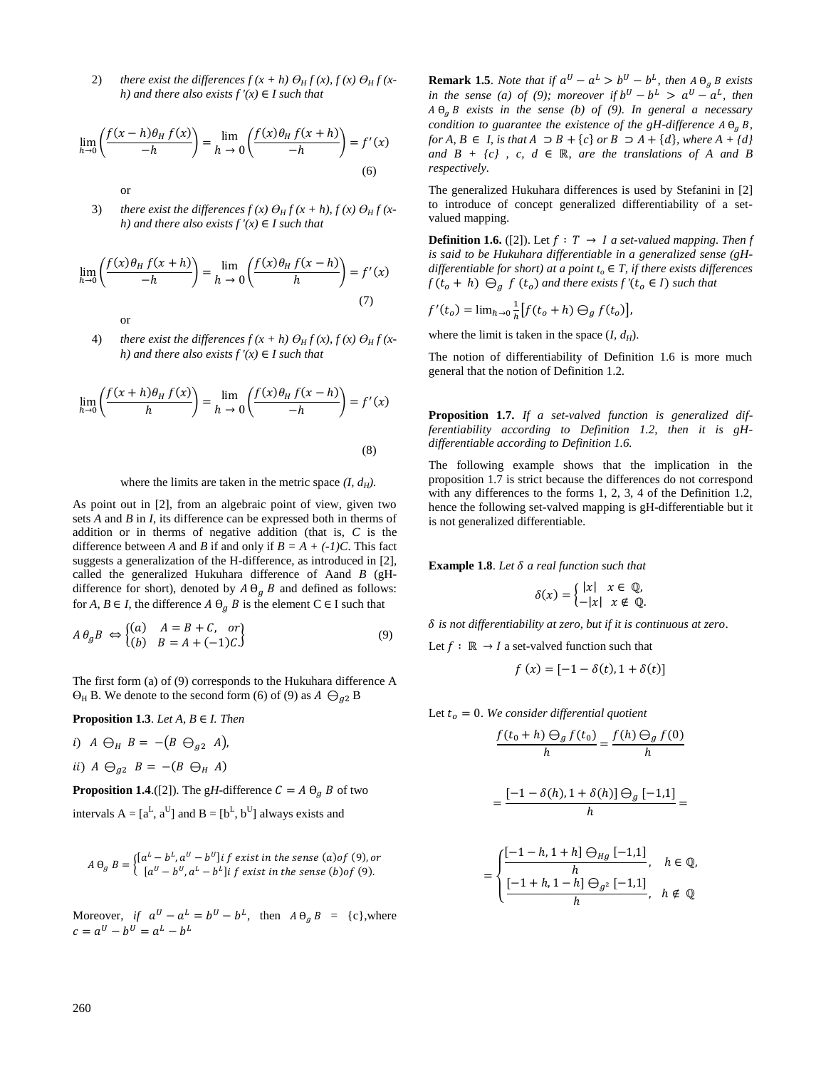2) *there exist the differences $f(x + h) \ominus_H f(x)$, $f(x) \ominus_H f(x-h)$ and there also exists $f'(x) \in I$ such that*

$$\lim_{h\to 0}\left(\frac{f(x-h)\theta_H\, f(x)}{-h}\right) = \lim_{h \to 0}\left(\frac{f(x)\theta_H\, f(x+h)}{-h}\right) = f'(x) \tag{6}$$

or

3) *there exist the differences $f(x) \ominus_H f(x + h)$, $f(x) \ominus_H f(x-h)$ and there also exists $f'(x) \in I$ such that*

$$\lim_{h\to 0}\left(\frac{f(x)\theta_H\, f(x+h)}{-h}\right) = \lim_{h \to 0}\left(\frac{f(x)\theta_H\, f(x-h)}{h}\right) = f'(x) \tag{7}$$

or

4) *there exist the differences $f(x + h) \ominus_H f(x)$, $f(x) \ominus_H f(x-h)$ and there also exists $f'(x) \in I$ such that*

$$\lim_{h\to 0}\left(\frac{f(x+h)\theta_H\, f(x)}{h}\right) = \lim_{h \to 0}\left(\frac{f(x)\theta_H\, f(x-h)}{-h}\right) = f'(x) \tag{8}$$

where the limits are taken in the metric space $(I, d_H)$.

As point out in [2], from an algebraic point of view, given two sets *A* and *B* in *I*, its difference can be expressed both in therms of addition or in therms of negative addition (that is, *C* is the difference between *A* and *B* if and only if $B = A + (-1)C$. This fact suggests a generalization of the H-difference, as introduced in [2], called the generalized Hukuhara difference of Aand *B* (gH-difference for short), denoted by $A\,\Theta_g\, B$ and defined as follows: for $A, B \in I$, the difference $A\,\Theta_g\, B$ is the element $C \in I$ such that

$$A\,\theta_g B \Leftrightarrow \begin{Bmatrix} (a) & A = B + C, & or \\ (b) & B = A + (-1)C. \end{Bmatrix} \tag{9}$$

The first form (a) of (9) corresponds to the Hukuhara difference A $\Theta_H$ B. We denote to the second form (6) of (9) as $A \ominus_{g2}$ B

**Proposition 1.3**. *Let $A, B \in I$. Then*

*i)* $A \ominus_H B = -(B \ominus_{g2} A)$,

*ii)* $A \ominus_{g2} B = -(B \ominus_H A)$

**Proposition 1.4**.([2]). The g*H*-difference $C = A\,\Theta_g\, B$ of two intervals $A = [a^L, a^U]$ and $B = [b^L, b^U]$ always exists and

$$A\,\Theta_g\, B = \begin{cases} [a^L - b^L, a^U - b^U]\, if\ exist\ in\ the\ sense\ (a) of\ (9), or \\ [a^U - b^U, a^L - b^L]\, if\ exist\ in\ the\ sense\ (b) of\ (9). \end{cases}$$

Moreover, *if* $a^U - a^L = b^U - b^L$, then $A\,\Theta_g\, B = \{c\}$,where $c = a^U - b^U = a^L - b^L$

**Remark 1.5**. *Note that if $a^U - a^L > b^U - b^L$, then $A\,\Theta_g\, B$ exists in the sense (a) of (9); moreover if $b^U - b^L > a^U - a^L$, then $A\,\Theta_g\, B$ exists in the sense (b) of (9). In general a necessary condition to guarantee the existence of the gH-difference $A\,\Theta_g\, B$, for $A, B \in I$, is that $A \supset B + \{c\}$ or $B \supset A + \{d\}$, where $A + \{d\}$ and $B + \{c\}$ , $c, d \in \mathbb{R}$, are the translations of A and B respectively.*

The generalized Hukuhara differences is used by Stefanini in [2] to introduce of concept generalized differentiability of a set-valued mapping.

**Definition 1.6.** ([2]). Let $f : T \rightarrow I$ *a set-valued mapping. Then f is said to be Hukuhara differentiable in a generalized sense (gH-differentiable for short) at a point $t_o \in T$, if there exists differences $f(t_o + h) \ominus_g f(t_o)$ and there exists $f'(t_o \in I)$ such that*

$$f'(t_o) = \lim_{h\to 0}\frac{1}{h}\left[f(t_o + h) \ominus_g f(t_o)\right],$$

where the limit is taken in the space $(I, d_H)$.

The notion of differentiability of Definition 1.6 is more much general that the notion of Definition 1.2.

**Proposition 1.7.** *If a set-valved function is generalized differentiability according to Definition 1.2, then it is gH-differentiable according to Definition 1.6.*

The following example shows that the implication in the proposition 1.7 is strict because the differences do not correspond with any differences to the forms 1, 2, 3, 4 of the Definition 1.2, hence the following set-valved mapping is gH-differentiable but it is not generalized differentiable.

**Example 1.8**. *Let $\delta$ a real function such that*

$$\delta(x) = \begin{cases} |x| & x \in \mathbb{Q}, \\ -|x| & x \notin \mathbb{Q}. \end{cases}$$

*$\delta$ is not differentiability at zero, but if it is continuous at zero.*

Let $f : \mathbb{R} \rightarrow I$ a set-valved function such that

$$f(x) = [-1 - \delta(t), 1 + \delta(t)]$$

Let $t_o = 0$. *We consider differential quotient*

$$\frac{f(t_0 + h) \ominus_g f(t_0)}{h} = \frac{f(h) \ominus_g f(0)}{h}$$

$$= \frac{[-1 - \delta(h), 1 + \delta(h)] \ominus_g [-1,1]}{h} =$$

$$= \begin{cases} \dfrac{[-1 - h, 1 + h] \ominus_{Hg} [-1,1]}{h}, & h \in \mathbb{Q}, \\ \dfrac{[-1 + h, 1 - h] \ominus_{g^2} [-1,1]}{h}, & h \notin \mathbb{Q} \end{cases}$$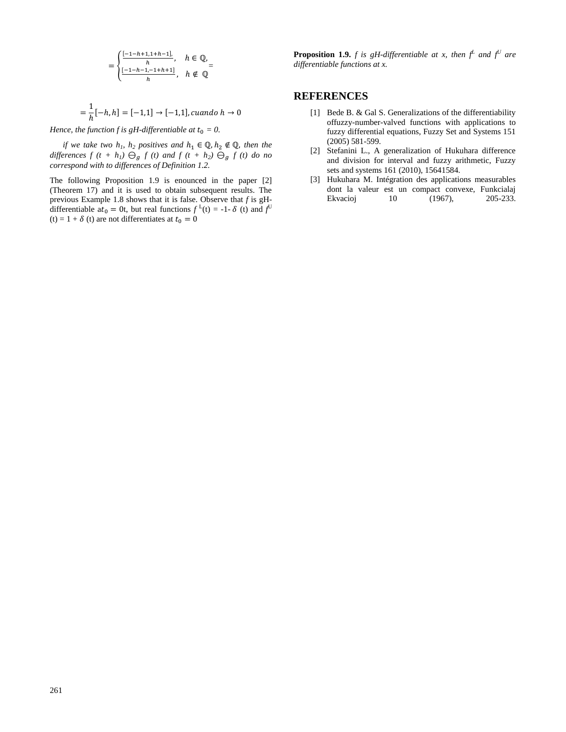$$= \begin{cases} \frac{[-1-h+1, 1+h-1],}{h}, & h \in \mathbb{Q}, \\ \frac{[-1-h-1, -1+h+1]}{h}, & h \notin \mathbb{Q} \end{cases} =$$

$$= \frac{1}{h}[-h, h] = [-1,1] \to [-1,1], cuando\ h \to 0$$

*Hence, the function f is gH-differentiable at $t_0 = 0$.*

*if we take two $h_1$, $h_2$ positives and $h_1 \in \mathbb{Q}, h_2 \notin \mathbb{Q}$, then the differences f $(t + h_1) \ominus_g f(t)$ and f $(t + h_2) \ominus_g f(t)$ do no correspond with to differences of Definition 1.2.*

The following Proposition 1.9 is enounced in the paper [2] (Theorem 17) and it is used to obtain subsequent results. The previous Example 1.8 shows that it is false. Observe that *f* is gH-differentiable at$t_0 = 0$t, but real functions $f^L(t) = -1-\delta(t)$ and $f^U(t) = 1 + \delta(t)$ are not differentiates at $t_0 = 0$

**Proposition 1.9.** *f is gH-differentiable at x, then $f^L$ and $f^U$ are differentiable functions at x.*

## REFERENCES

[1] Bede B. & Gal S. Generalizations of the differentiability offuzzy-number-valved functions with applications to fuzzy differential equations, Fuzzy Set and Systems 151 (2005) 581-599.

[2] Stefanini L., A generalization of Hukuhara difference and division for interval and fuzzy arithmetic, Fuzzy sets and systems 161 (2010), 15641584.

[3] Hukuhara M. Intégration des applications measurables dont la valeur est un compact convexe, Funkcialaj Ekvacioj 10 (1967), 205-233.